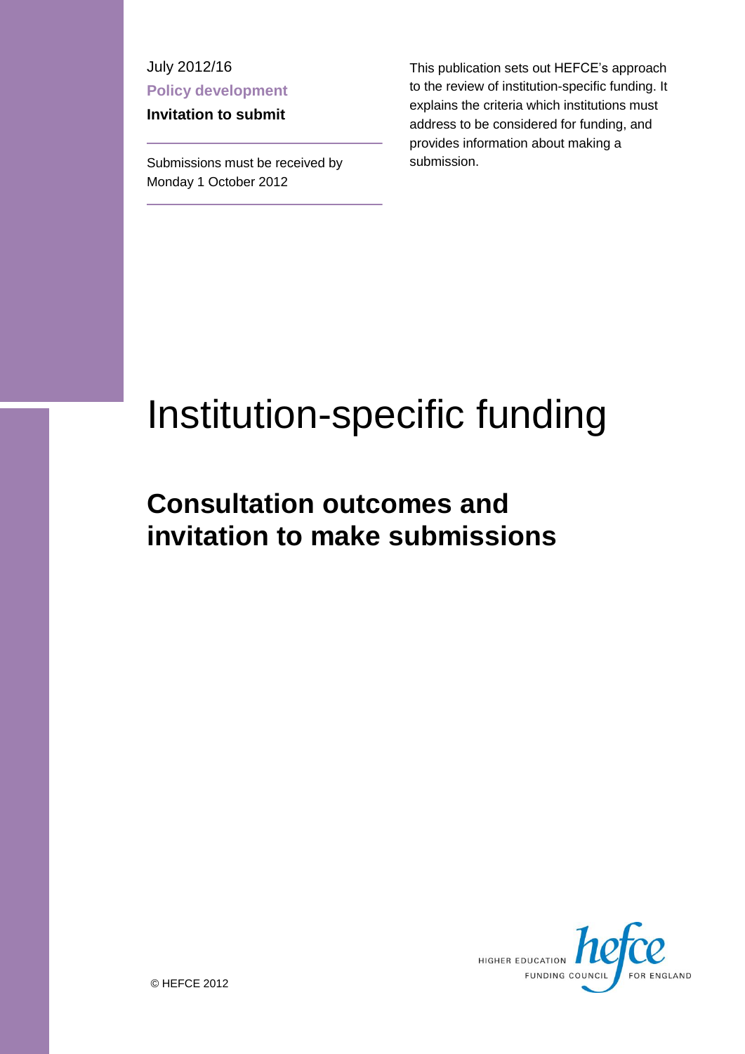July 2012/16

**Policy development**

**Invitation to submit**

Submissions must be received by Monday 1 October 2012

This publication sets out HEFCE's approach to the review of institution-specific funding. It explains the criteria which institutions must address to be considered for funding, and provides information about making a submission.

# Institution-specific funding

## Consultation outcomes and invitation to make submissions

© HEFCE 2012

HIGHER EDUCATION FUNDING COUNCIL FOR ENGLAND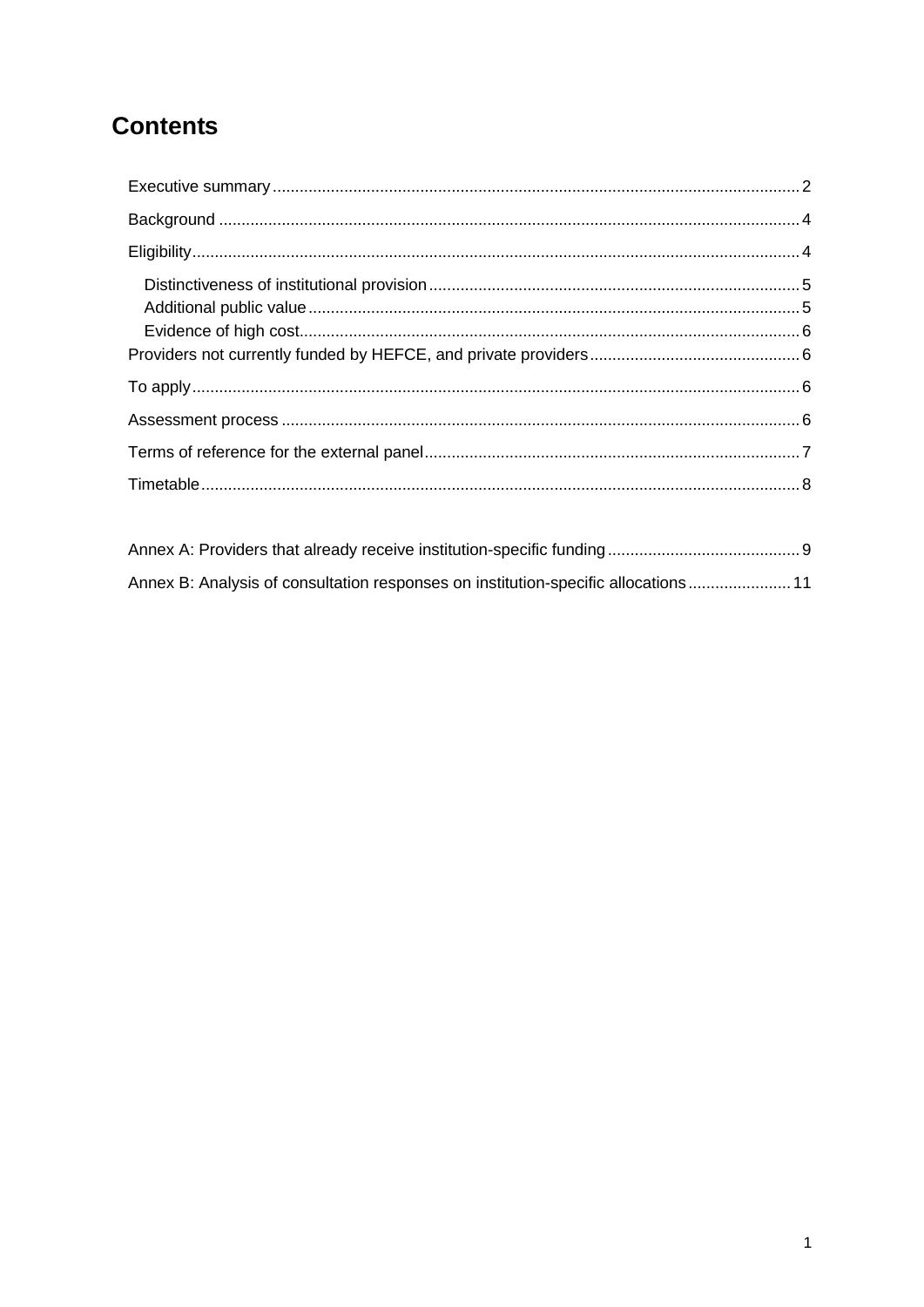# Contents

Executive summary ..... 2

Background ..... 4

Eligibility ..... 4

- Distinctiveness of institutional provision ..... 5
- Additional public value ..... 5
- Evidence of high cost ..... 6

Providers not currently funded by HEFCE, and private providers ..... 6

To apply ..... 6

Assessment process ..... 6

Terms of reference for the external panel ..... 7

Timetable ..... 8

Annex A: Providers that already receive institution-specific funding ..... 9

Annex B: Analysis of consultation responses on institution-specific allocations ..... 11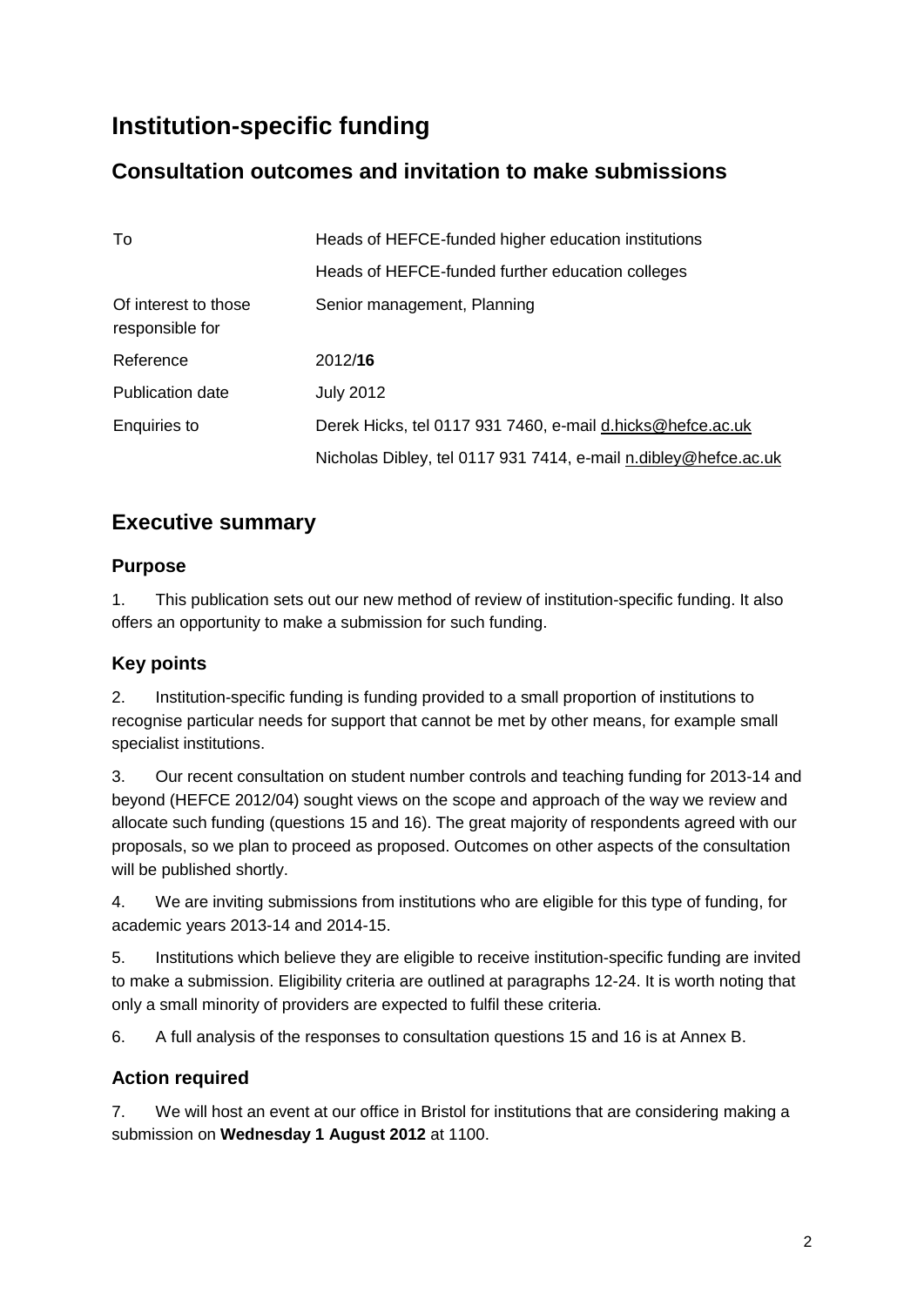# Institution-specific funding

## Consultation outcomes and invitation to make submissions

| | |
|---|---|
| To | Heads of HEFCE-funded higher education institutions<br>Heads of HEFCE-funded further education colleges |
| Of interest to those responsible for | Senior management, Planning |
| Reference | 2012/**16** |
| Publication date | July 2012 |
| Enquiries to | Derek Hicks, tel 0117 931 7460, e-mail d.hicks@hefce.ac.uk<br>Nicholas Dibley, tel 0117 931 7414, e-mail n.dibley@hefce.ac.uk |

## Executive summary

### Purpose

1. This publication sets out our new method of review of institution-specific funding. It also offers an opportunity to make a submission for such funding.

### Key points

2. Institution-specific funding is funding provided to a small proportion of institutions to recognise particular needs for support that cannot be met by other means, for example small specialist institutions.

3. Our recent consultation on student number controls and teaching funding for 2013-14 and beyond (HEFCE 2012/04) sought views on the scope and approach of the way we review and allocate such funding (questions 15 and 16). The great majority of respondents agreed with our proposals, so we plan to proceed as proposed. Outcomes on other aspects of the consultation will be published shortly.

4. We are inviting submissions from institutions who are eligible for this type of funding, for academic years 2013-14 and 2014-15.

5. Institutions which believe they are eligible to receive institution-specific funding are invited to make a submission. Eligibility criteria are outlined at paragraphs 12-24. It is worth noting that only a small minority of providers are expected to fulfil these criteria.

6. A full analysis of the responses to consultation questions 15 and 16 is at Annex B.

### Action required

7. We will host an event at our office in Bristol for institutions that are considering making a submission on **Wednesday 1 August 2012** at 1100.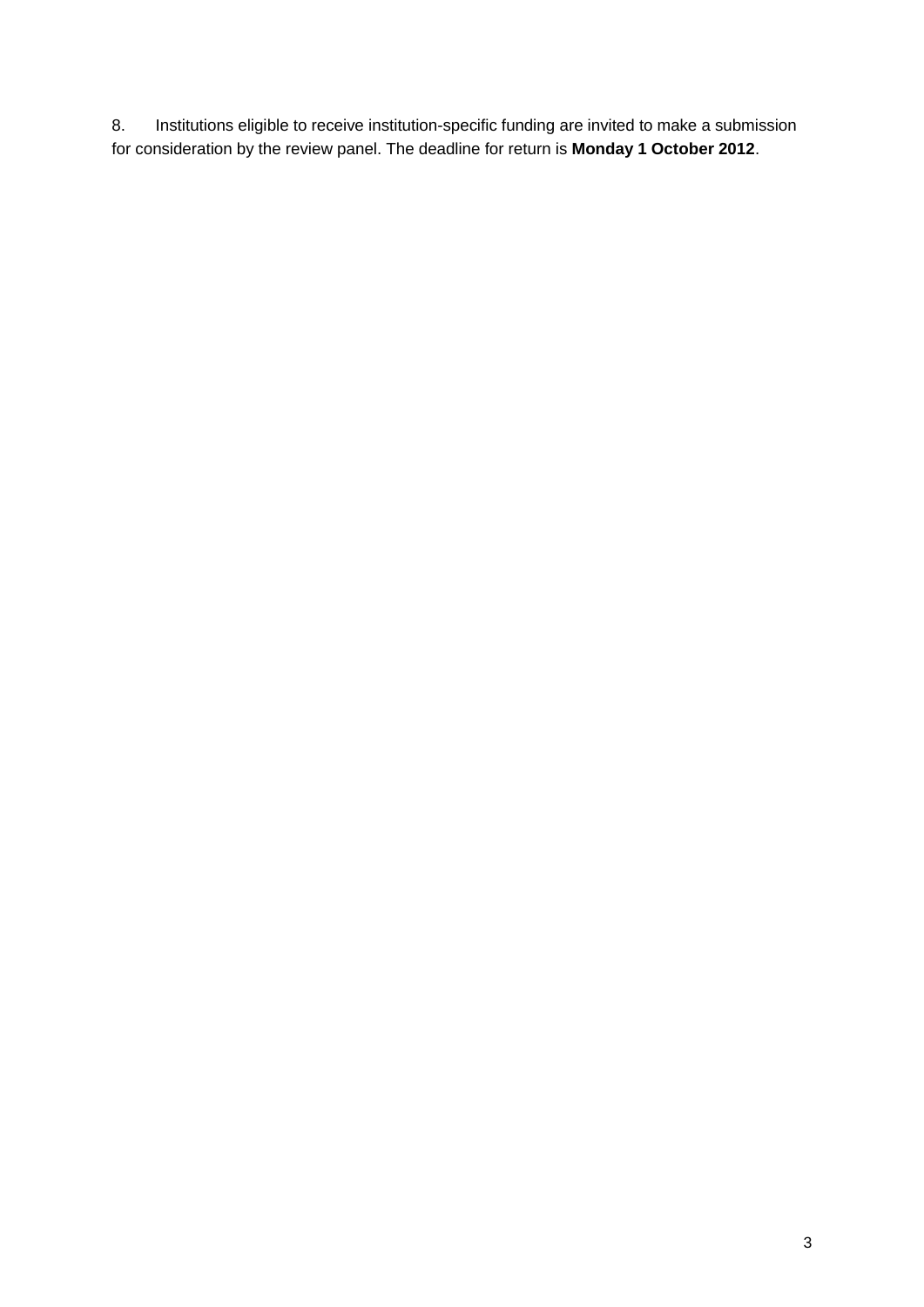8. Institutions eligible to receive institution-specific funding are invited to make a submission for consideration by the review panel. The deadline for return is **Monday 1 October 2012**.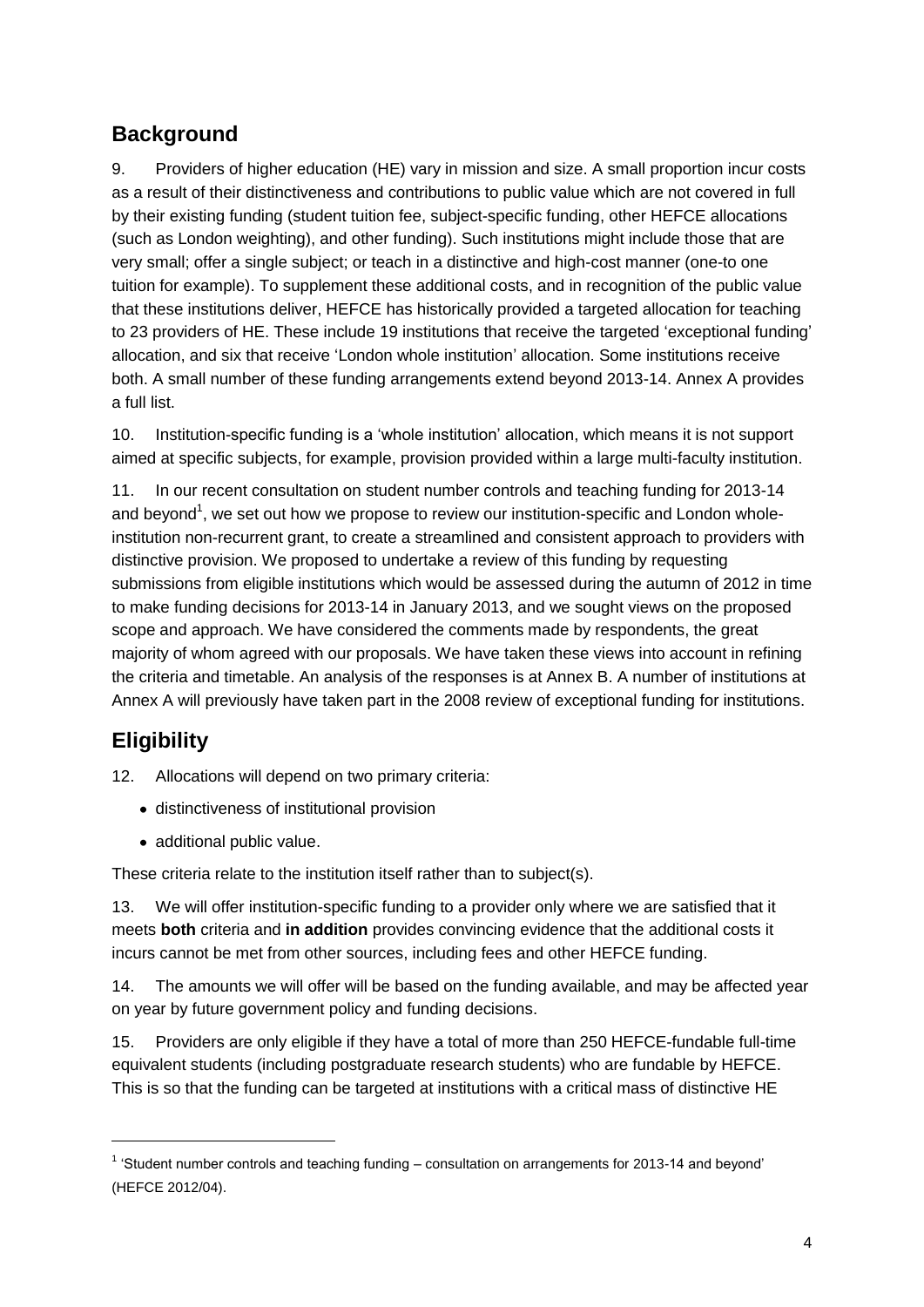## Background

9. Providers of higher education (HE) vary in mission and size. A small proportion incur costs as a result of their distinctiveness and contributions to public value which are not covered in full by their existing funding (student tuition fee, subject-specific funding, other HEFCE allocations (such as London weighting), and other funding). Such institutions might include those that are very small; offer a single subject; or teach in a distinctive and high-cost manner (one-to one tuition for example). To supplement these additional costs, and in recognition of the public value that these institutions deliver, HEFCE has historically provided a targeted allocation for teaching to 23 providers of HE. These include 19 institutions that receive the targeted 'exceptional funding' allocation, and six that receive 'London whole institution' allocation. Some institutions receive both. A small number of these funding arrangements extend beyond 2013-14. Annex A provides a full list.

10. Institution-specific funding is a 'whole institution' allocation, which means it is not support aimed at specific subjects, for example, provision provided within a large multi-faculty institution.

11. In our recent consultation on student number controls and teaching funding for 2013-14 and beyond[1], we set out how we propose to review our institution-specific and London whole-institution non-recurrent grant, to create a streamlined and consistent approach to providers with distinctive provision. We proposed to undertake a review of this funding by requesting submissions from eligible institutions which would be assessed during the autumn of 2012 in time to make funding decisions for 2013-14 in January 2013, and we sought views on the proposed scope and approach. We have considered the comments made by respondents, the great majority of whom agreed with our proposals. We have taken these views into account in refining the criteria and timetable. An analysis of the responses is at Annex B. A number of institutions at Annex A will previously have taken part in the 2008 review of exceptional funding for institutions.

## Eligibility

12. Allocations will depend on two primary criteria:

- distinctiveness of institutional provision
- additional public value.

These criteria relate to the institution itself rather than to subject(s).

13. We will offer institution-specific funding to a provider only where we are satisfied that it meets **both** criteria and **in addition** provides convincing evidence that the additional costs it incurs cannot be met from other sources, including fees and other HEFCE funding.

14. The amounts we will offer will be based on the funding available, and may be affected year on year by future government policy and funding decisions.

15. Providers are only eligible if they have a total of more than 250 HEFCE-fundable full-time equivalent students (including postgraduate research students) who are fundable by HEFCE. This is so that the funding can be targeted at institutions with a critical mass of distinctive HE

---

[1] 'Student number controls and teaching funding – consultation on arrangements for 2013-14 and beyond' (HEFCE 2012/04).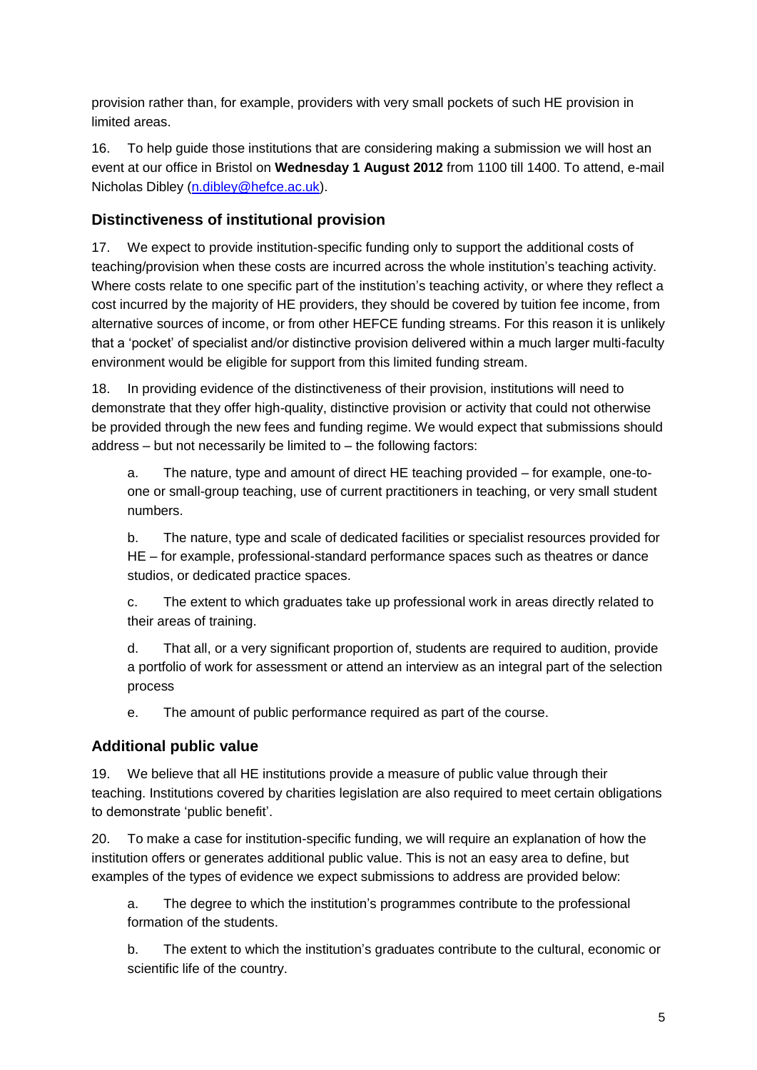provision rather than, for example, providers with very small pockets of such HE provision in limited areas.

16. To help guide those institutions that are considering making a submission we will host an event at our office in Bristol on **Wednesday 1 August 2012** from 1100 till 1400. To attend, e-mail Nicholas Dibley ([n.dibley@hefce.ac.uk](mailto:n.dibley@hefce.ac.uk)).

## Distinctiveness of institutional provision

17. We expect to provide institution-specific funding only to support the additional costs of teaching/provision when these costs are incurred across the whole institution's teaching activity. Where costs relate to one specific part of the institution's teaching activity, or where they reflect a cost incurred by the majority of HE providers, they should be covered by tuition fee income, from alternative sources of income, or from other HEFCE funding streams. For this reason it is unlikely that a 'pocket' of specialist and/or distinctive provision delivered within a much larger multi-faculty environment would be eligible for support from this limited funding stream.

18. In providing evidence of the distinctiveness of their provision, institutions will need to demonstrate that they offer high-quality, distinctive provision or activity that could not otherwise be provided through the new fees and funding regime. We would expect that submissions should address – but not necessarily be limited to – the following factors:

a. The nature, type and amount of direct HE teaching provided – for example, one-to-one or small-group teaching, use of current practitioners in teaching, or very small student numbers.

b. The nature, type and scale of dedicated facilities or specialist resources provided for HE – for example, professional-standard performance spaces such as theatres or dance studios, or dedicated practice spaces.

c. The extent to which graduates take up professional work in areas directly related to their areas of training.

d. That all, or a very significant proportion of, students are required to audition, provide a portfolio of work for assessment or attend an interview as an integral part of the selection process

e. The amount of public performance required as part of the course.

## Additional public value

19. We believe that all HE institutions provide a measure of public value through their teaching. Institutions covered by charities legislation are also required to meet certain obligations to demonstrate 'public benefit'.

20. To make a case for institution-specific funding, we will require an explanation of how the institution offers or generates additional public value. This is not an easy area to define, but examples of the types of evidence we expect submissions to address are provided below:

a. The degree to which the institution's programmes contribute to the professional formation of the students.

b. The extent to which the institution's graduates contribute to the cultural, economic or scientific life of the country.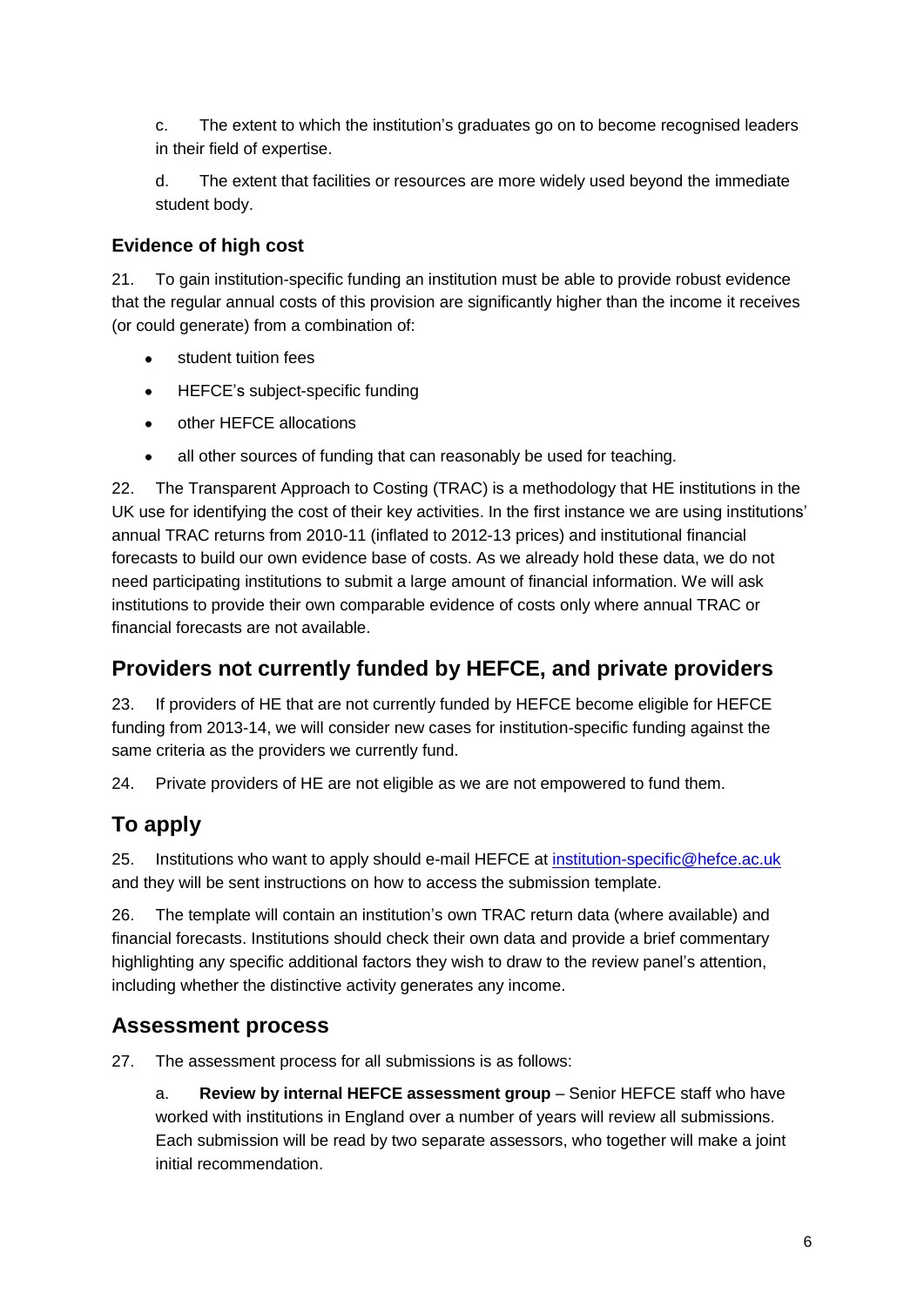c. The extent to which the institution's graduates go on to become recognised leaders in their field of expertise.

d. The extent that facilities or resources are more widely used beyond the immediate student body.

### Evidence of high cost

21. To gain institution-specific funding an institution must be able to provide robust evidence that the regular annual costs of this provision are significantly higher than the income it receives (or could generate) from a combination of:

- student tuition fees
- HEFCE's subject-specific funding
- other HEFCE allocations
- all other sources of funding that can reasonably be used for teaching.

22. The Transparent Approach to Costing (TRAC) is a methodology that HE institutions in the UK use for identifying the cost of their key activities. In the first instance we are using institutions' annual TRAC returns from 2010-11 (inflated to 2012-13 prices) and institutional financial forecasts to build our own evidence base of costs. As we already hold these data, we do not need participating institutions to submit a large amount of financial information. We will ask institutions to provide their own comparable evidence of costs only where annual TRAC or financial forecasts are not available.

## Providers not currently funded by HEFCE, and private providers

23. If providers of HE that are not currently funded by HEFCE become eligible for HEFCE funding from 2013-14, we will consider new cases for institution-specific funding against the same criteria as the providers we currently fund.

24. Private providers of HE are not eligible as we are not empowered to fund them.

## To apply

25. Institutions who want to apply should e-mail HEFCE at institution-specific@hefce.ac.uk and they will be sent instructions on how to access the submission template.

26. The template will contain an institution's own TRAC return data (where available) and financial forecasts. Institutions should check their own data and provide a brief commentary highlighting any specific additional factors they wish to draw to the review panel's attention, including whether the distinctive activity generates any income.

## Assessment process

27. The assessment process for all submissions is as follows:

a. **Review by internal HEFCE assessment group** – Senior HEFCE staff who have worked with institutions in England over a number of years will review all submissions. Each submission will be read by two separate assessors, who together will make a joint initial recommendation.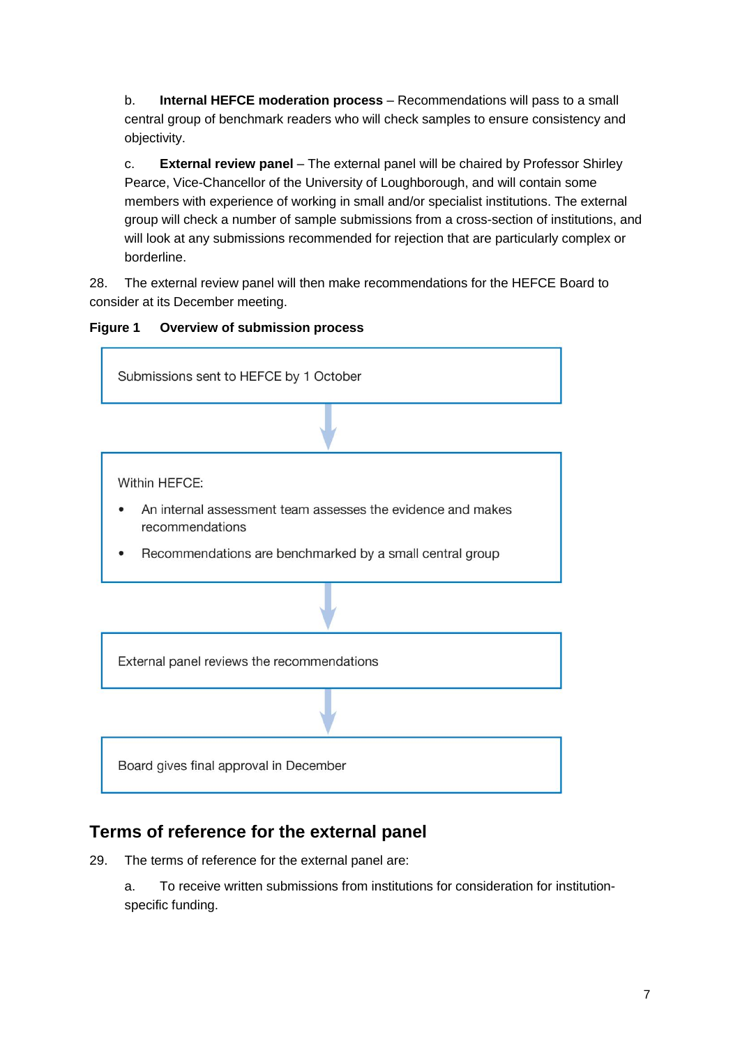b. **Internal HEFCE moderation process** – Recommendations will pass to a small central group of benchmark readers who will check samples to ensure consistency and objectivity.

c. **External review panel** – The external panel will be chaired by Professor Shirley Pearce, Vice-Chancellor of the University of Loughborough, and will contain some members with experience of working in small and/or specialist institutions. The external group will check a number of sample submissions from a cross-section of institutions, and will look at any submissions recommended for rejection that are particularly complex or borderline.

28. The external review panel will then make recommendations for the HEFCE Board to consider at its December meeting.

**Figure 1 Overview of submission process**

Submissions sent to HEFCE by 1 October

↓

Within HEFCE:

- An internal assessment team assesses the evidence and makes recommendations
- Recommendations are benchmarked by a small central group

↓

External panel reviews the recommendations

↓

Board gives final approval in December

## Terms of reference for the external panel

29. The terms of reference for the external panel are:

a. To receive written submissions from institutions for consideration for institution-specific funding.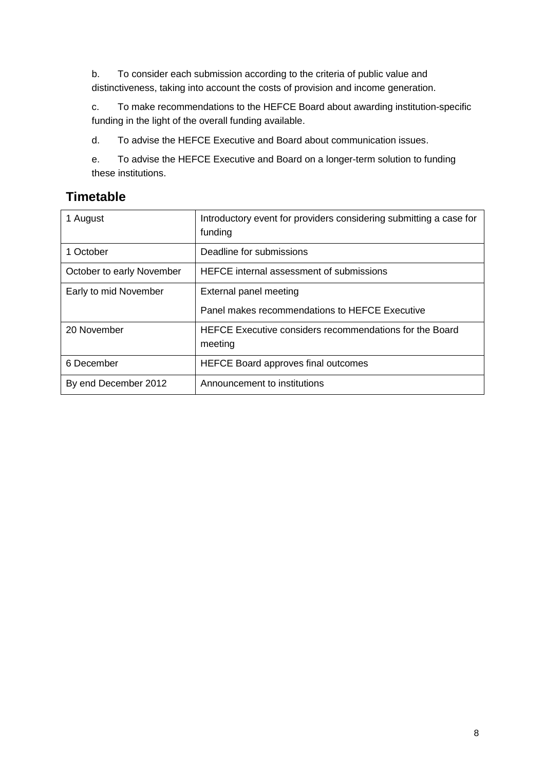b. To consider each submission according to the criteria of public value and distinctiveness, taking into account the costs of provision and income generation.

c. To make recommendations to the HEFCE Board about awarding institution-specific funding in the light of the overall funding available.

d. To advise the HEFCE Executive and Board about communication issues.

e. To advise the HEFCE Executive and Board on a longer-term solution to funding these institutions.

## Timetable

| | |
|---|---|
| 1 August | Introductory event for providers considering submitting a case for funding |
| 1 October | Deadline for submissions |
| October to early November | HEFCE internal assessment of submissions |
| Early to mid November | External panel meeting<br>Panel makes recommendations to HEFCE Executive |
| 20 November | HEFCE Executive considers recommendations for the Board meeting |
| 6 December | HEFCE Board approves final outcomes |
| By end December 2012 | Announcement to institutions |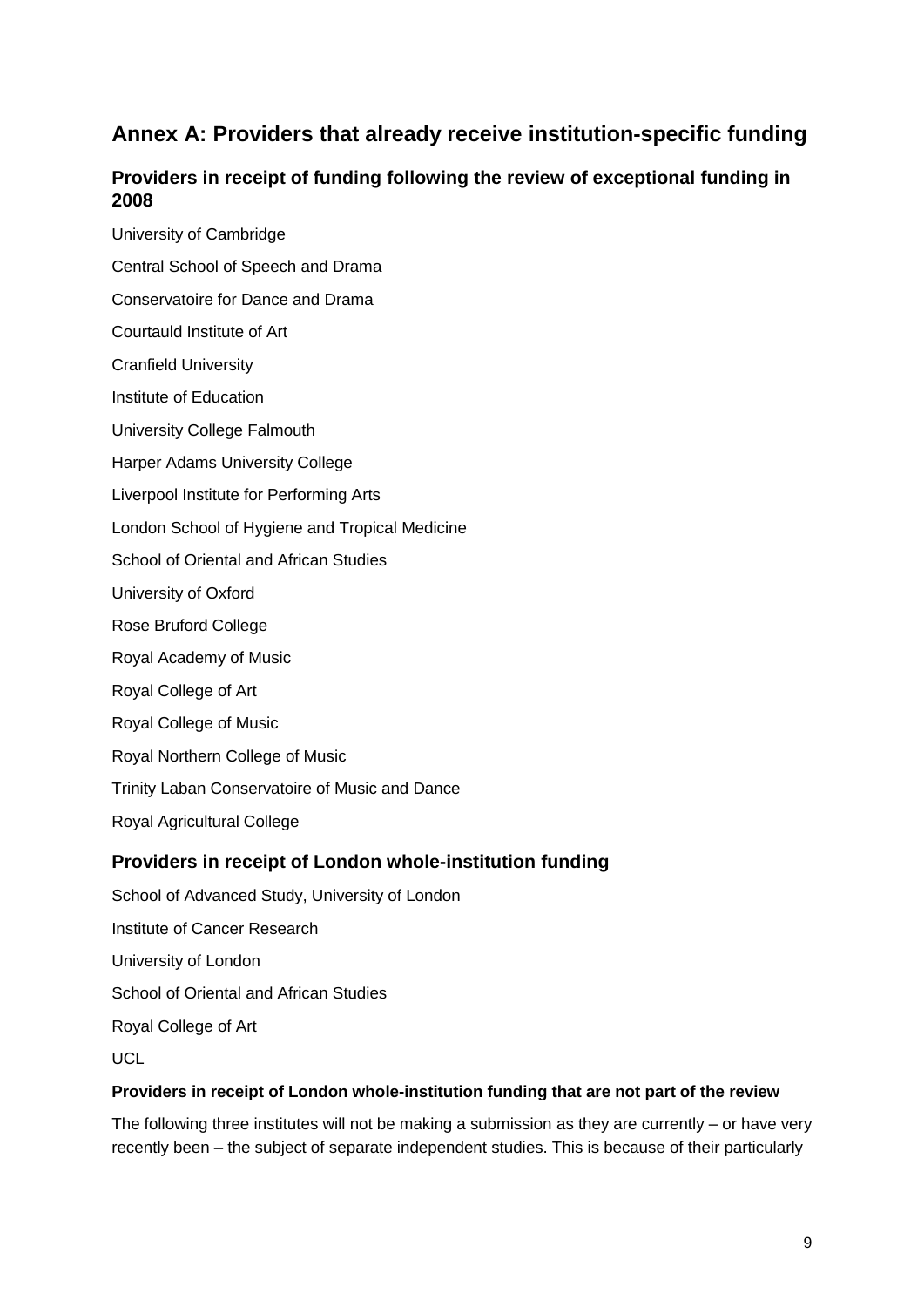## Annex A: Providers that already receive institution-specific funding

### Providers in receipt of funding following the review of exceptional funding in 2008

University of Cambridge

Central School of Speech and Drama

Conservatoire for Dance and Drama

Courtauld Institute of Art

Cranfield University

Institute of Education

University College Falmouth

Harper Adams University College

Liverpool Institute for Performing Arts

London School of Hygiene and Tropical Medicine

School of Oriental and African Studies

University of Oxford

Rose Bruford College

Royal Academy of Music

Royal College of Art

Royal College of Music

Royal Northern College of Music

Trinity Laban Conservatoire of Music and Dance

Royal Agricultural College

### Providers in receipt of London whole-institution funding

School of Advanced Study, University of London

Institute of Cancer Research

University of London

School of Oriental and African Studies

Royal College of Art

UCL

#### Providers in receipt of London whole-institution funding that are not part of the review

The following three institutes will not be making a submission as they are currently – or have very recently been – the subject of separate independent studies. This is because of their particularly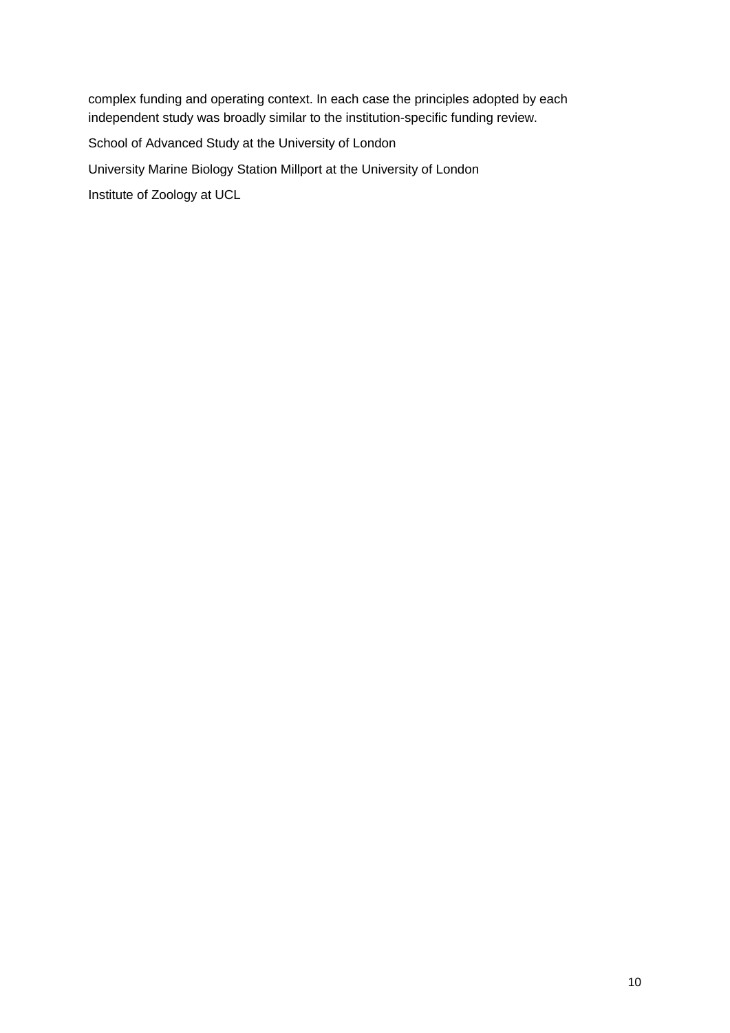complex funding and operating context. In each case the principles adopted by each independent study was broadly similar to the institution-specific funding review.

School of Advanced Study at the University of London

University Marine Biology Station Millport at the University of London

Institute of Zoology at UCL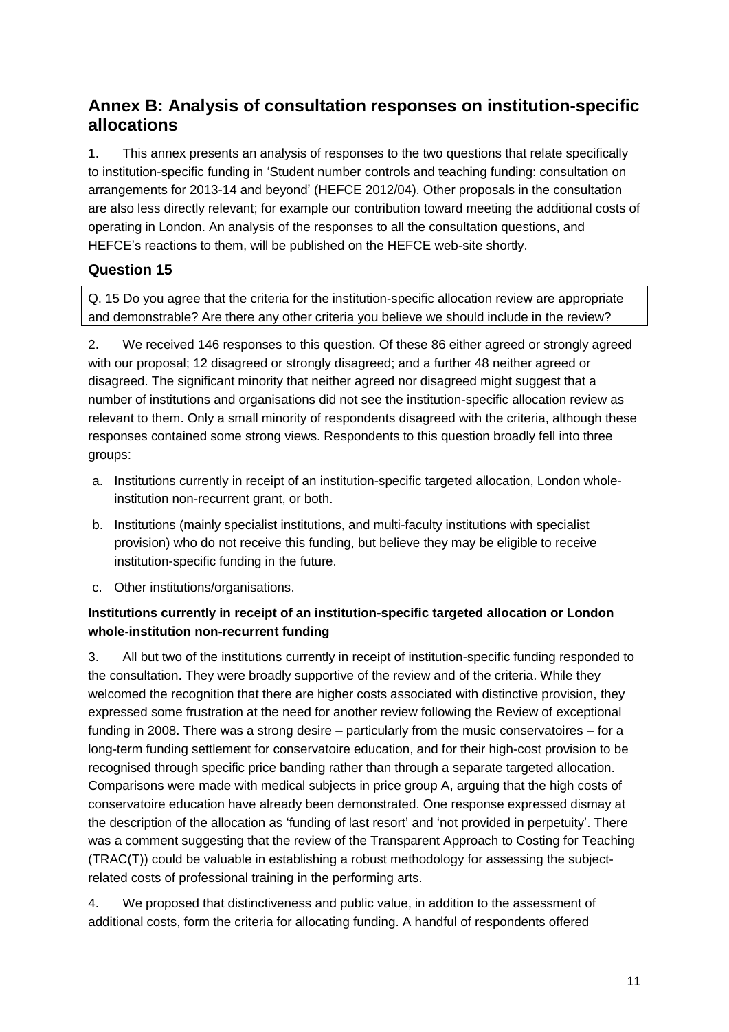## Annex B: Analysis of consultation responses on institution-specific allocations

1. This annex presents an analysis of responses to the two questions that relate specifically to institution-specific funding in 'Student number controls and teaching funding: consultation on arrangements for 2013-14 and beyond' (HEFCE 2012/04). Other proposals in the consultation are also less directly relevant; for example our contribution toward meeting the additional costs of operating in London. An analysis of the responses to all the consultation questions, and HEFCE's reactions to them, will be published on the HEFCE web-site shortly.

### Question 15

Q. 15 Do you agree that the criteria for the institution-specific allocation review are appropriate and demonstrable? Are there any other criteria you believe we should include in the review?

2. We received 146 responses to this question. Of these 86 either agreed or strongly agreed with our proposal; 12 disagreed or strongly disagreed; and a further 48 neither agreed or disagreed. The significant minority that neither agreed nor disagreed might suggest that a number of institutions and organisations did not see the institution-specific allocation review as relevant to them. Only a small minority of respondents disagreed with the criteria, although these responses contained some strong views. Respondents to this question broadly fell into three groups:

a. Institutions currently in receipt of an institution-specific targeted allocation, London whole-institution non-recurrent grant, or both.

b. Institutions (mainly specialist institutions, and multi-faculty institutions with specialist provision) who do not receive this funding, but believe they may be eligible to receive institution-specific funding in the future.

c. Other institutions/organisations.

**Institutions currently in receipt of an institution-specific targeted allocation or London whole-institution non-recurrent funding**

3. All but two of the institutions currently in receipt of institution-specific funding responded to the consultation. They were broadly supportive of the review and of the criteria. While they welcomed the recognition that there are higher costs associated with distinctive provision, they expressed some frustration at the need for another review following the Review of exceptional funding in 2008. There was a strong desire – particularly from the music conservatoires – for a long-term funding settlement for conservatoire education, and for their high-cost provision to be recognised through specific price banding rather than through a separate targeted allocation. Comparisons were made with medical subjects in price group A, arguing that the high costs of conservatoire education have already been demonstrated. One response expressed dismay at the description of the allocation as 'funding of last resort' and 'not provided in perpetuity'. There was a comment suggesting that the review of the Transparent Approach to Costing for Teaching (TRAC(T)) could be valuable in establishing a robust methodology for assessing the subject-related costs of professional training in the performing arts.

4. We proposed that distinctiveness and public value, in addition to the assessment of additional costs, form the criteria for allocating funding. A handful of respondents offered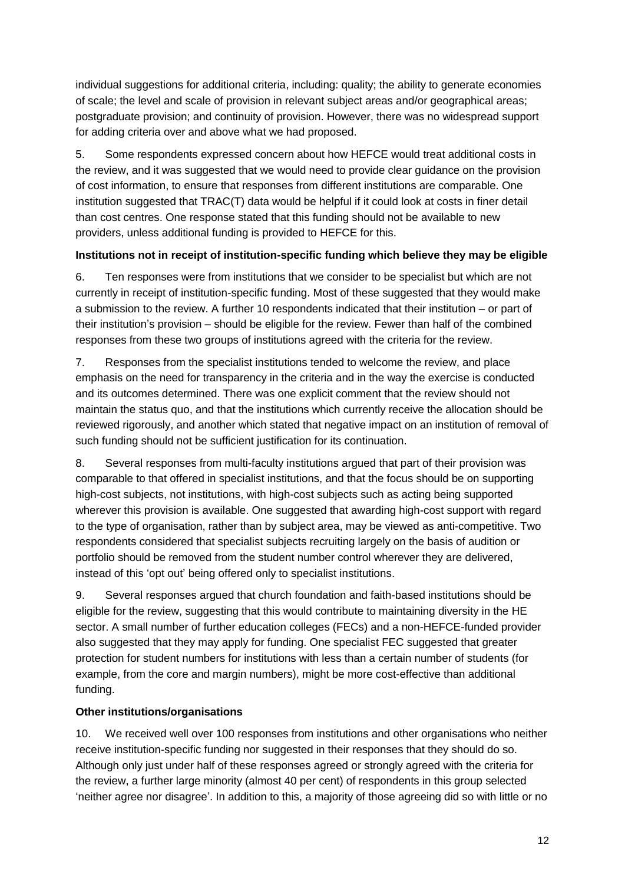individual suggestions for additional criteria, including: quality; the ability to generate economies of scale; the level and scale of provision in relevant subject areas and/or geographical areas; postgraduate provision; and continuity of provision. However, there was no widespread support for adding criteria over and above what we had proposed.

5. Some respondents expressed concern about how HEFCE would treat additional costs in the review, and it was suggested that we would need to provide clear guidance on the provision of cost information, to ensure that responses from different institutions are comparable. One institution suggested that TRAC(T) data would be helpful if it could look at costs in finer detail than cost centres. One response stated that this funding should not be available to new providers, unless additional funding is provided to HEFCE for this.

**Institutions not in receipt of institution-specific funding which believe they may be eligible**

6. Ten responses were from institutions that we consider to be specialist but which are not currently in receipt of institution-specific funding. Most of these suggested that they would make a submission to the review. A further 10 respondents indicated that their institution – or part of their institution's provision – should be eligible for the review. Fewer than half of the combined responses from these two groups of institutions agreed with the criteria for the review.

7. Responses from the specialist institutions tended to welcome the review, and place emphasis on the need for transparency in the criteria and in the way the exercise is conducted and its outcomes determined. There was one explicit comment that the review should not maintain the status quo, and that the institutions which currently receive the allocation should be reviewed rigorously, and another which stated that negative impact on an institution of removal of such funding should not be sufficient justification for its continuation.

8. Several responses from multi-faculty institutions argued that part of their provision was comparable to that offered in specialist institutions, and that the focus should be on supporting high-cost subjects, not institutions, with high-cost subjects such as acting being supported wherever this provision is available. One suggested that awarding high-cost support with regard to the type of organisation, rather than by subject area, may be viewed as anti-competitive. Two respondents considered that specialist subjects recruiting largely on the basis of audition or portfolio should be removed from the student number control wherever they are delivered, instead of this 'opt out' being offered only to specialist institutions.

9. Several responses argued that church foundation and faith-based institutions should be eligible for the review, suggesting that this would contribute to maintaining diversity in the HE sector. A small number of further education colleges (FECs) and a non-HEFCE-funded provider also suggested that they may apply for funding. One specialist FEC suggested that greater protection for student numbers for institutions with less than a certain number of students (for example, from the core and margin numbers), might be more cost-effective than additional funding.

**Other institutions/organisations**

10. We received well over 100 responses from institutions and other organisations who neither receive institution-specific funding nor suggested in their responses that they should do so. Although only just under half of these responses agreed or strongly agreed with the criteria for the review, a further large minority (almost 40 per cent) of respondents in this group selected 'neither agree nor disagree'. In addition to this, a majority of those agreeing did so with little or no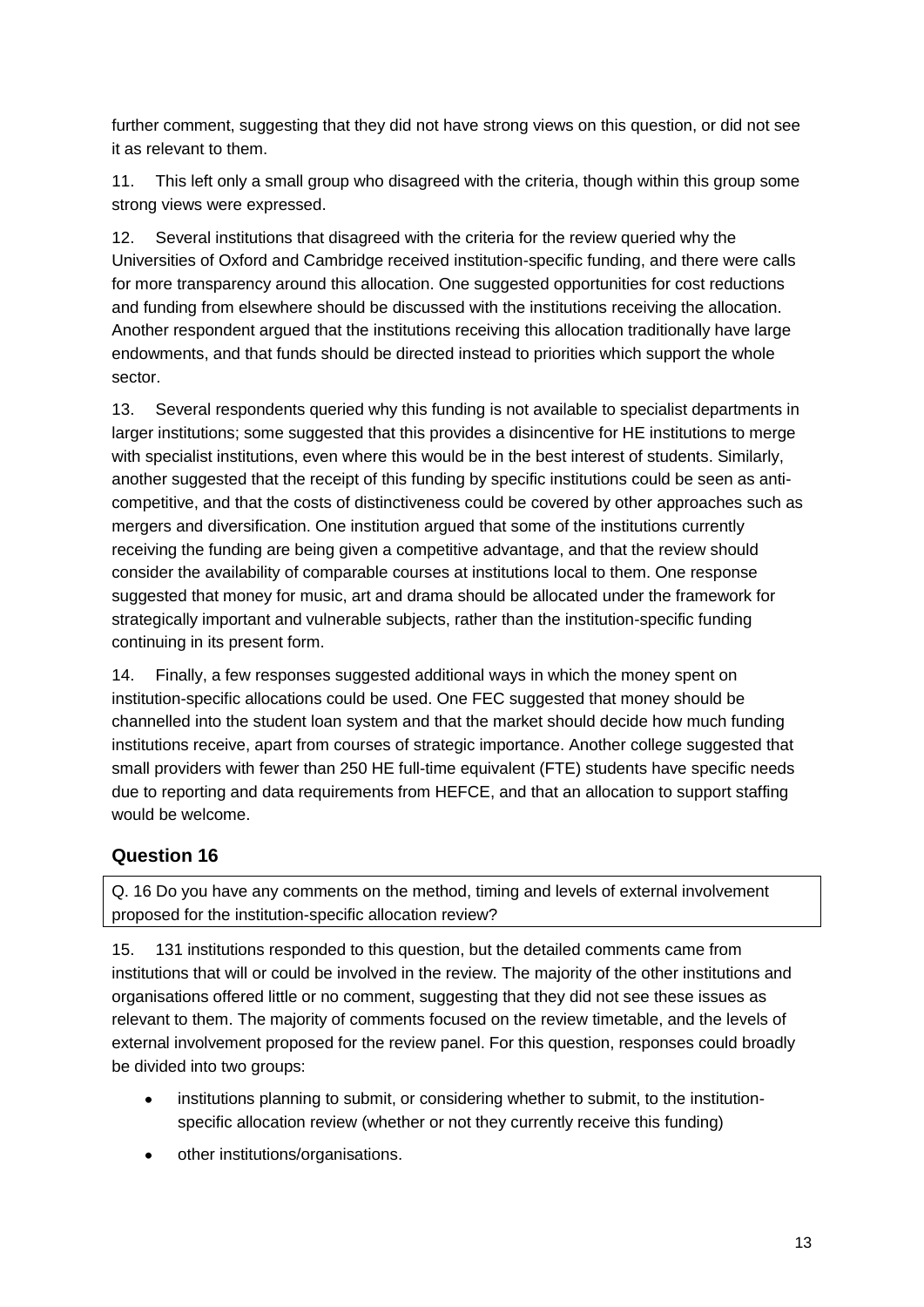further comment, suggesting that they did not have strong views on this question, or did not see it as relevant to them.

11. This left only a small group who disagreed with the criteria, though within this group some strong views were expressed.

12. Several institutions that disagreed with the criteria for the review queried why the Universities of Oxford and Cambridge received institution-specific funding, and there were calls for more transparency around this allocation. One suggested opportunities for cost reductions and funding from elsewhere should be discussed with the institutions receiving the allocation. Another respondent argued that the institutions receiving this allocation traditionally have large endowments, and that funds should be directed instead to priorities which support the whole sector.

13. Several respondents queried why this funding is not available to specialist departments in larger institutions; some suggested that this provides a disincentive for HE institutions to merge with specialist institutions, even where this would be in the best interest of students. Similarly, another suggested that the receipt of this funding by specific institutions could be seen as anti-competitive, and that the costs of distinctiveness could be covered by other approaches such as mergers and diversification. One institution argued that some of the institutions currently receiving the funding are being given a competitive advantage, and that the review should consider the availability of comparable courses at institutions local to them. One response suggested that money for music, art and drama should be allocated under the framework for strategically important and vulnerable subjects, rather than the institution-specific funding continuing in its present form.

14. Finally, a few responses suggested additional ways in which the money spent on institution-specific allocations could be used. One FEC suggested that money should be channelled into the student loan system and that the market should decide how much funding institutions receive, apart from courses of strategic importance. Another college suggested that small providers with fewer than 250 HE full-time equivalent (FTE) students have specific needs due to reporting and data requirements from HEFCE, and that an allocation to support staffing would be welcome.

## Question 16

Q. 16 Do you have any comments on the method, timing and levels of external involvement proposed for the institution-specific allocation review?

15. 131 institutions responded to this question, but the detailed comments came from institutions that will or could be involved in the review. The majority of the other institutions and organisations offered little or no comment, suggesting that they did not see these issues as relevant to them. The majority of comments focused on the review timetable, and the levels of external involvement proposed for the review panel. For this question, responses could broadly be divided into two groups:

- institutions planning to submit, or considering whether to submit, to the institution-specific allocation review (whether or not they currently receive this funding)
- other institutions/organisations.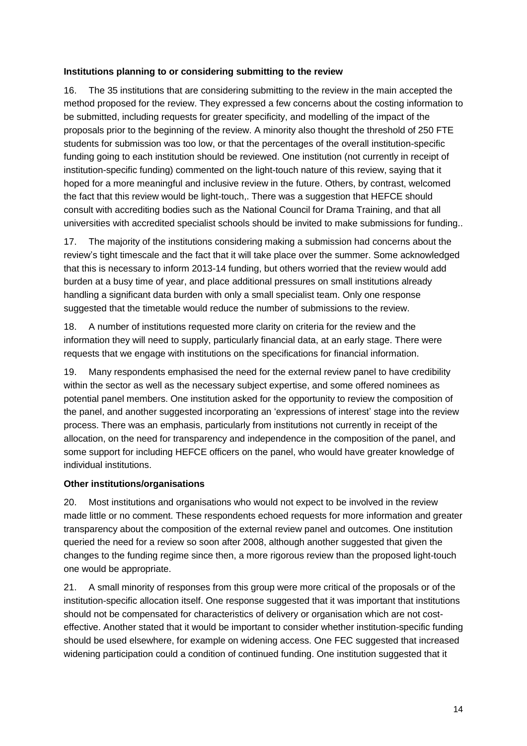**Institutions planning to or considering submitting to the review**

16. The 35 institutions that are considering submitting to the review in the main accepted the method proposed for the review. They expressed a few concerns about the costing information to be submitted, including requests for greater specificity, and modelling of the impact of the proposals prior to the beginning of the review. A minority also thought the threshold of 250 FTE students for submission was too low, or that the percentages of the overall institution-specific funding going to each institution should be reviewed. One institution (not currently in receipt of institution-specific funding) commented on the light-touch nature of this review, saying that it hoped for a more meaningful and inclusive review in the future. Others, by contrast, welcomed the fact that this review would be light-touch,. There was a suggestion that HEFCE should consult with accrediting bodies such as the National Council for Drama Training, and that all universities with accredited specialist schools should be invited to make submissions for funding..

17. The majority of the institutions considering making a submission had concerns about the review's tight timescale and the fact that it will take place over the summer. Some acknowledged that this is necessary to inform 2013-14 funding, but others worried that the review would add burden at a busy time of year, and place additional pressures on small institutions already handling a significant data burden with only a small specialist team. Only one response suggested that the timetable would reduce the number of submissions to the review.

18. A number of institutions requested more clarity on criteria for the review and the information they will need to supply, particularly financial data, at an early stage. There were requests that we engage with institutions on the specifications for financial information.

19. Many respondents emphasised the need for the external review panel to have credibility within the sector as well as the necessary subject expertise, and some offered nominees as potential panel members. One institution asked for the opportunity to review the composition of the panel, and another suggested incorporating an 'expressions of interest' stage into the review process. There was an emphasis, particularly from institutions not currently in receipt of the allocation, on the need for transparency and independence in the composition of the panel, and some support for including HEFCE officers on the panel, who would have greater knowledge of individual institutions.

**Other institutions/organisations**

20. Most institutions and organisations who would not expect to be involved in the review made little or no comment. These respondents echoed requests for more information and greater transparency about the composition of the external review panel and outcomes. One institution queried the need for a review so soon after 2008, although another suggested that given the changes to the funding regime since then, a more rigorous review than the proposed light-touch one would be appropriate.

21. A small minority of responses from this group were more critical of the proposals or of the institution-specific allocation itself. One response suggested that it was important that institutions should not be compensated for characteristics of delivery or organisation which are not cost-effective. Another stated that it would be important to consider whether institution-specific funding should be used elsewhere, for example on widening access. One FEC suggested that increased widening participation could a condition of continued funding. One institution suggested that it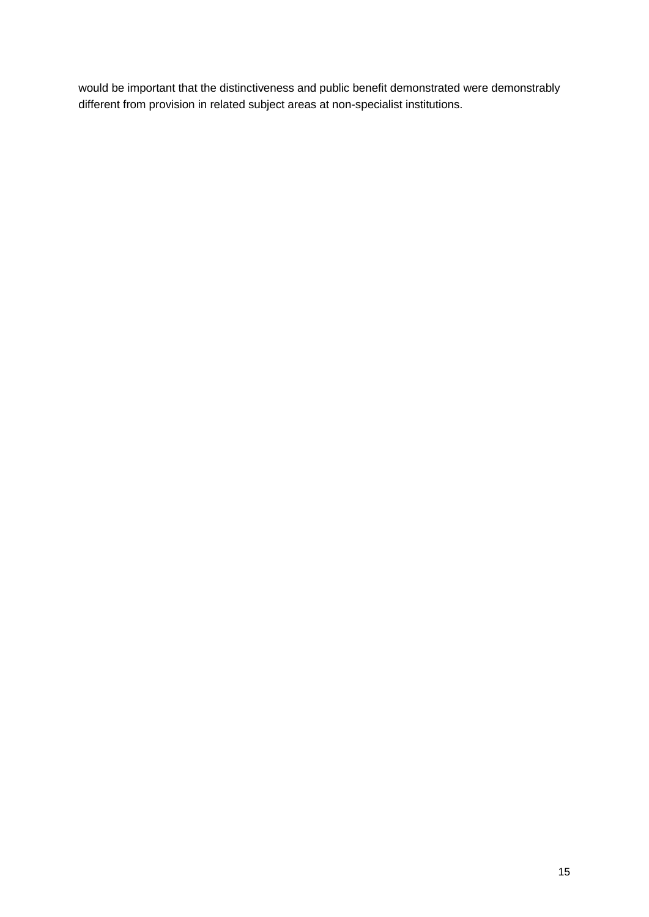would be important that the distinctiveness and public benefit demonstrated were demonstrably different from provision in related subject areas at non-specialist institutions.